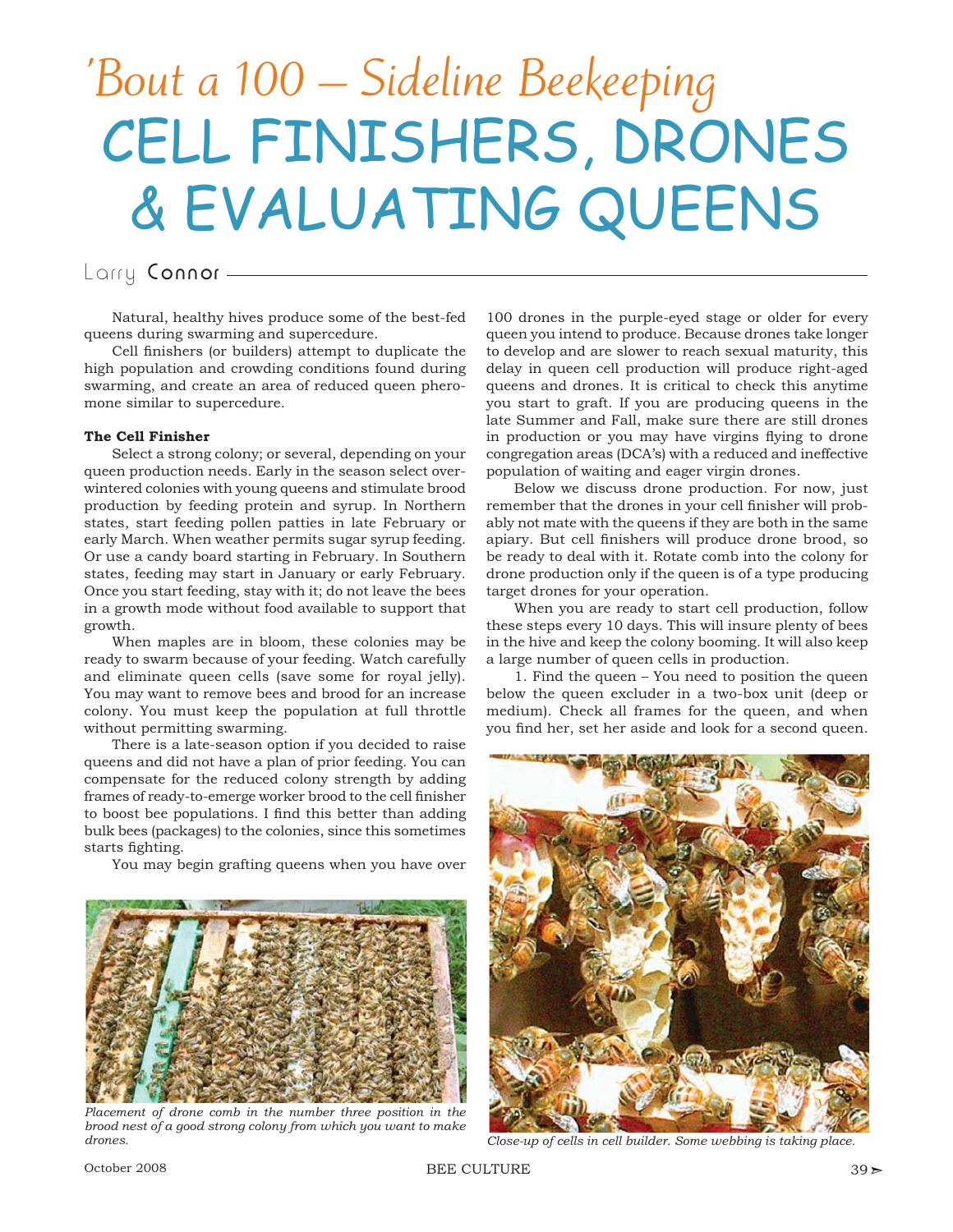# 'Bout a 100 – Sideline Beekeeping

# CELL FINISHERS, DRONES & EVALUATING QUEENS

Larry Connor

Natural, healthy hives produce some of the best-fed queens during swarming and supercedure.

Cell finishers (or builders) attempt to duplicate the high population and crowding conditions found during swarming, and create an area of reduced queen pheromone similar to supercedure.

**The Cell Finisher**

Select a strong colony; or several, depending on your queen production needs. Early in the season select overwintered colonies with young queens and stimulate brood production by feeding protein and syrup. In Northern states, start feeding pollen patties in late February or early March. When weather permits sugar syrup feeding. Or use a candy board starting in February. In Southern states, feeding may start in January or early February. Once you start feeding, stay with it; do not leave the bees in a growth mode without food available to support that growth.

When maples are in bloom, these colonies may be ready to swarm because of your feeding. Watch carefully and eliminate queen cells (save some for royal jelly). You may want to remove bees and brood for an increase colony. You must keep the population at full throttle without permitting swarming.

There is a late-season option if you decided to raise queens and did not have a plan of prior feeding. You can compensate for the reduced colony strength by adding frames of ready-to-emerge worker brood to the cell finisher to boost bee populations. I find this better than adding bulk bees (packages) to the colonies, since this sometimes starts fighting.

You may begin grafting queens when you have over 100 drones in the purple-eyed stage or older for every queen you intend to produce. Because drones take longer to develop and are slower to reach sexual maturity, this delay in queen cell production will produce right-aged queens and drones. It is critical to check this anytime you start to graft. If you are producing queens in the late Summer and Fall, make sure there are still drones in production or you may have virgins flying to drone congregation areas (DCA's) with a reduced and ineffective population of waiting and eager virgin drones.

*Placement of drone comb in the number three position in the brood nest of a good strong colony from which you want to make drones.*

Below we discuss drone production. For now, just remember that the drones in your cell finisher will probably not mate with the queens if they are both in the same apiary. But cell finishers will produce drone brood, so be ready to deal with it. Rotate comb into the colony for drone production only if the queen is of a type producing target drones for your operation.

When you are ready to start cell production, follow these steps every 10 days. This will insure plenty of bees in the hive and keep the colony booming. It will also keep a large number of queen cells in production.

1. Find the queen – You need to position the queen below the queen excluder in a two-box unit (deep or medium). Check all frames for the queen, and when you find her, set her aside and look for a second queen.

*Close-up of cells in cell builder. Some webbing is taking place.*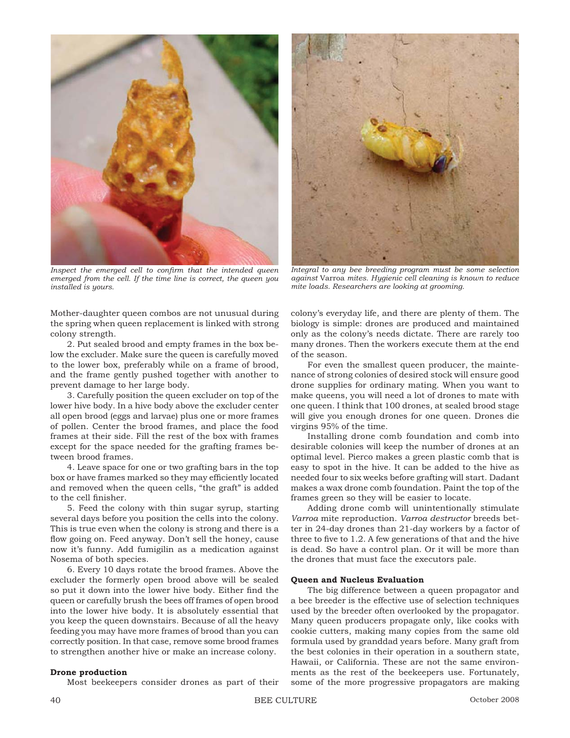*Inspect the emerged cell to confirm that the intended queen emerged from the cell. If the time line is correct, the queen you installed is yours.*

*Integral to any bee breeding program must be some selection against* Varroa *mites. Hygienic cell cleaning is known to reduce mite loads. Researchers are looking at grooming.*

Mother-daughter queen combos are not unusual during the spring when queen replacement is linked with strong colony strength.

2. Put sealed brood and empty frames in the box below the excluder. Make sure the queen is carefully moved to the lower box, preferably while on a frame of brood, and the frame gently pushed together with another to prevent damage to her large body.

3. Carefully position the queen excluder on top of the lower hive body. In a hive body above the excluder center all open brood (eggs and larvae) plus one or more frames of pollen. Center the brood frames, and place the food frames at their side. Fill the rest of the box with frames except for the space needed for the grafting frames between brood frames.

4. Leave space for one or two grafting bars in the top box or have frames marked so they may efficiently located and removed when the queen cells, "the graft" is added to the cell finisher.

5. Feed the colony with thin sugar syrup, starting several days before you position the cells into the colony. This is true even when the colony is strong and there is a flow going on. Feed anyway. Don't sell the honey, cause now it's funny. Add fumigilin as a medication against Nosema of both species.

6. Every 10 days rotate the brood frames. Above the excluder the formerly open brood above will be sealed so put it down into the lower hive body. Either find the queen or carefully brush the bees off frames of open brood into the lower hive body. It is absolutely essential that you keep the queen downstairs. Because of all the heavy feeding you may have more frames of brood than you can correctly position. In that case, remove some brood frames to strengthen another hive or make an increase colony.

**Drone production**

Most beekeepers consider drones as part of their colony's everyday life, and there are plenty of them. The biology is simple: drones are produced and maintained only as the colony's needs dictate. There are rarely too many drones. Then the workers execute them at the end of the season.

For even the smallest queen producer, the maintenance of strong colonies of desired stock will ensure good drone supplies for ordinary mating. When you want to make queens, you will need a lot of drones to mate with one queen. I think that 100 drones, at sealed brood stage will give you enough drones for one queen. Drones die virgins 95% of the time.

Installing drone comb foundation and comb into desirable colonies will keep the number of drones at an optimal level. Pierco makes a green plastic comb that is easy to spot in the hive. It can be added to the hive as needed four to six weeks before grafting will start. Dadant makes a wax drone comb foundation. Paint the top of the frames green so they will be easier to locate.

Adding drone comb will unintentionally stimulate *Varroa* mite reproduction. *Varroa destructor* breeds better in 24-day drones than 21-day workers by a factor of three to five to 1.2. A few generations of that and the hive is dead. So have a control plan. Or it will be more than the drones that must face the executors pale.

**Queen and Nucleus Evaluation**

The big difference between a queen propagator and a bee breeder is the effective use of selection techniques used by the breeder often overlooked by the propagator. Many queen producers propagate only, like cooks with cookie cutters, making many copies from the same old formula used by granddad years before. Many graft from the best colonies in their operation in a southern state, Hawaii, or California. These are not the same environments as the rest of the beekeepers use. Fortunately, some of the more progressive propagators are making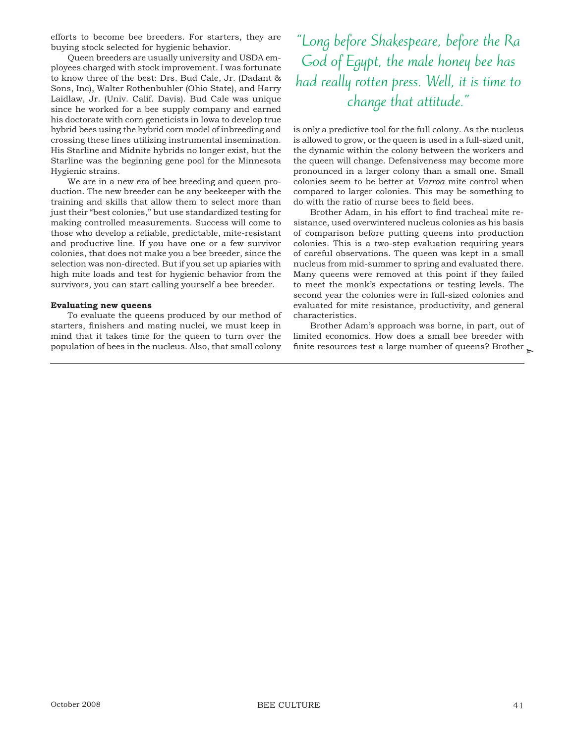efforts to become bee breeders. For starters, they are buying stock selected for hygienic behavior.

Queen breeders are usually university and USDA employees charged with stock improvement. I was fortunate to know three of the best: Drs. Bud Cale, Jr. (Dadant & Sons, Inc), Walter Rothenbuhler (Ohio State), and Harry Laidlaw, Jr. (Univ. Calif. Davis). Bud Cale was unique since he worked for a bee supply company and earned his doctorate with corn geneticists in Iowa to develop true hybrid bees using the hybrid corn model of inbreeding and crossing these lines utilizing instrumental insemination. His Starline and Midnite hybrids no longer exist, but the Starline was the beginning gene pool for the Minnesota Hygienic strains.

We are in a new era of bee breeding and queen production. The new breeder can be any beekeeper with the training and skills that allow them to select more than just their "best colonies," but use standardized testing for making controlled measurements. Success will come to those who develop a reliable, predictable, mite-resistant and productive line. If you have one or a few survivor colonies, that does not make you a bee breeder, since the selection was non-directed. But if you set up apiaries with high mite loads and test for hygienic behavior from the survivors, you can start calling yourself a bee breeder.

**Evaluating new queens**

To evaluate the queens produced by our method of starters, finishers and mating nuclei, we must keep in mind that it takes time for the queen to turn over the population of bees in the nucleus. Also, that small colony is only a predictive tool for the full colony. As the nucleus is allowed to grow, or the queen is used in a full-sized unit, the dynamic within the colony between the workers and the queen will change. Defensiveness may become more pronounced in a larger colony than a small one. Small colonies seem to be better at *Varroa* mite control when compared to larger colonies. This may be something to do with the ratio of nurse bees to field bees.

> *"Long before Shakespeare, before the Ra God of Egypt, the male honey bee has had really rotten press. Well, it is time to change that attitude."*

Brother Adam, in his effort to find tracheal mite resistance, used overwintered nucleus colonies as his basis of comparison before putting queens into production colonies. This is a two-step evaluation requiring years of careful observations. The queen was kept in a small nucleus from mid-summer to spring and evaluated there. Many queens were removed at this point if they failed to meet the monk's expectations or testing levels. The second year the colonies were in full-sized colonies and evaluated for mite resistance, productivity, and general characteristics.

Brother Adam's approach was borne, in part, out of limited economics. How does a small bee breeder with finite resources test a large number of queens? Brother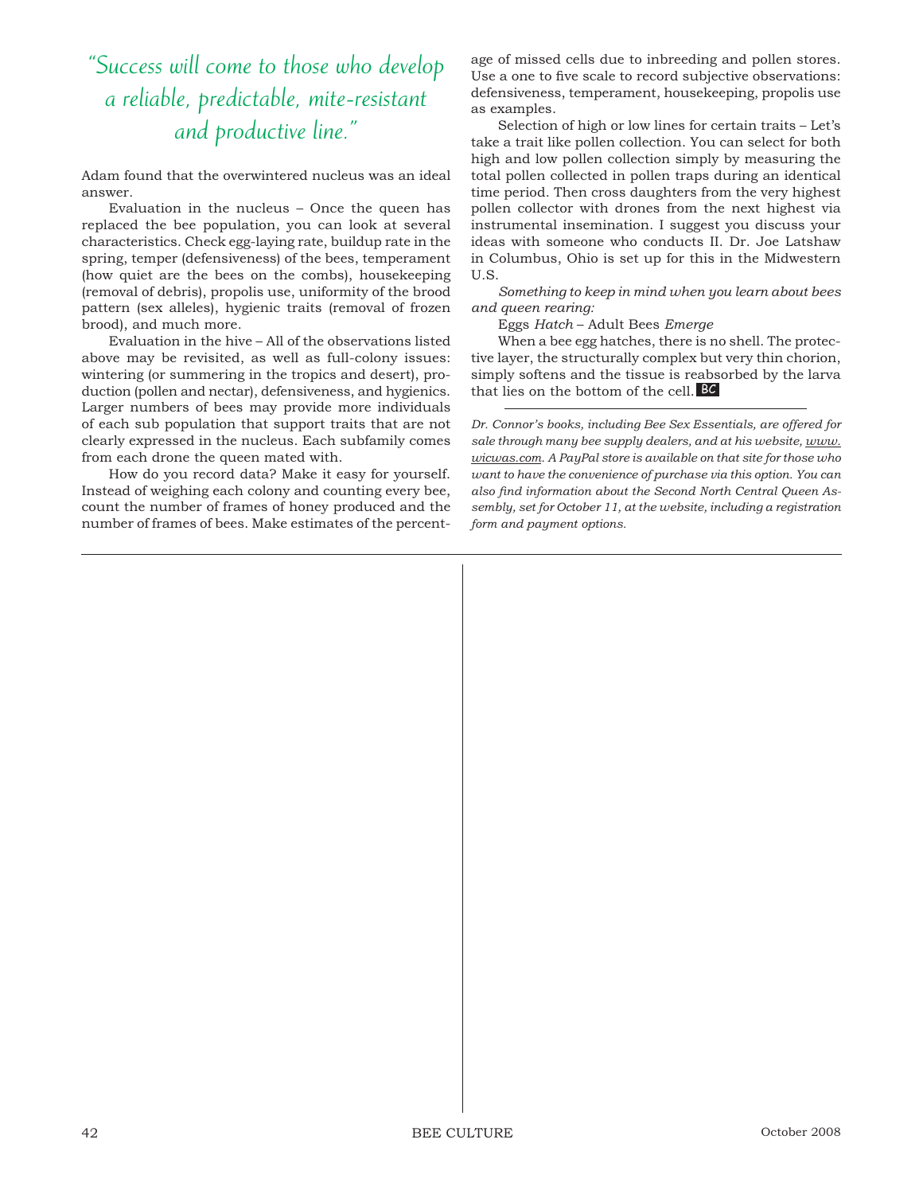*"Success will come to those who develop a reliable, predictable, mite-resistant and productive line."*

Adam found that the overwintered nucleus was an ideal answer.

Evaluation in the nucleus – Once the queen has replaced the bee population, you can look at several characteristics. Check egg-laying rate, buildup rate in the spring, temper (defensiveness) of the bees, temperament (how quiet are the bees on the combs), housekeeping (removal of debris), propolis use, uniformity of the brood pattern (sex alleles), hygienic traits (removal of frozen brood), and much more.

Evaluation in the hive – All of the observations listed above may be revisited, as well as full-colony issues: wintering (or summering in the tropics and desert), production (pollen and nectar), defensiveness, and hygienics. Larger numbers of bees may provide more individuals of each sub population that support traits that are not clearly expressed in the nucleus. Each subfamily comes from each drone the queen mated with.

How do you record data? Make it easy for yourself. Instead of weighing each colony and counting every bee, count the number of frames of honey produced and the number of frames of bees. Make estimates of the percentage of missed cells due to inbreeding and pollen stores. Use a one to five scale to record subjective observations: defensiveness, temperament, housekeeping, propolis use as examples.

Selection of high or low lines for certain traits – Let's take a trait like pollen collection. You can select for both high and low pollen collection simply by measuring the total pollen collected in pollen traps during an identical time period. Then cross daughters from the very highest pollen collector with drones from the next highest via instrumental insemination. I suggest you discuss your ideas with someone who conducts II. Dr. Joe Latshaw in Columbus, Ohio is set up for this in the Midwestern U.S.

*Something to keep in mind when you learn about bees and queen rearing:*

Eggs *Hatch* – Adult Bees *Emerge*

When a bee egg hatches, there is no shell. The protective layer, the structurally complex but very thin chorion, simply softens and the tissue is reabsorbed by the larva that lies on the bottom of the cell. BC

---

*Dr. Connor's books, including Bee Sex Essentials, are offered for sale through many bee supply dealers, and at his website, www.wicwas.com. A PayPal store is available on that site for those who want to have the convenience of purchase via this option. You can also find information about the Second North Central Queen Assembly, set for October 11, at the website, including a registration form and payment options.*